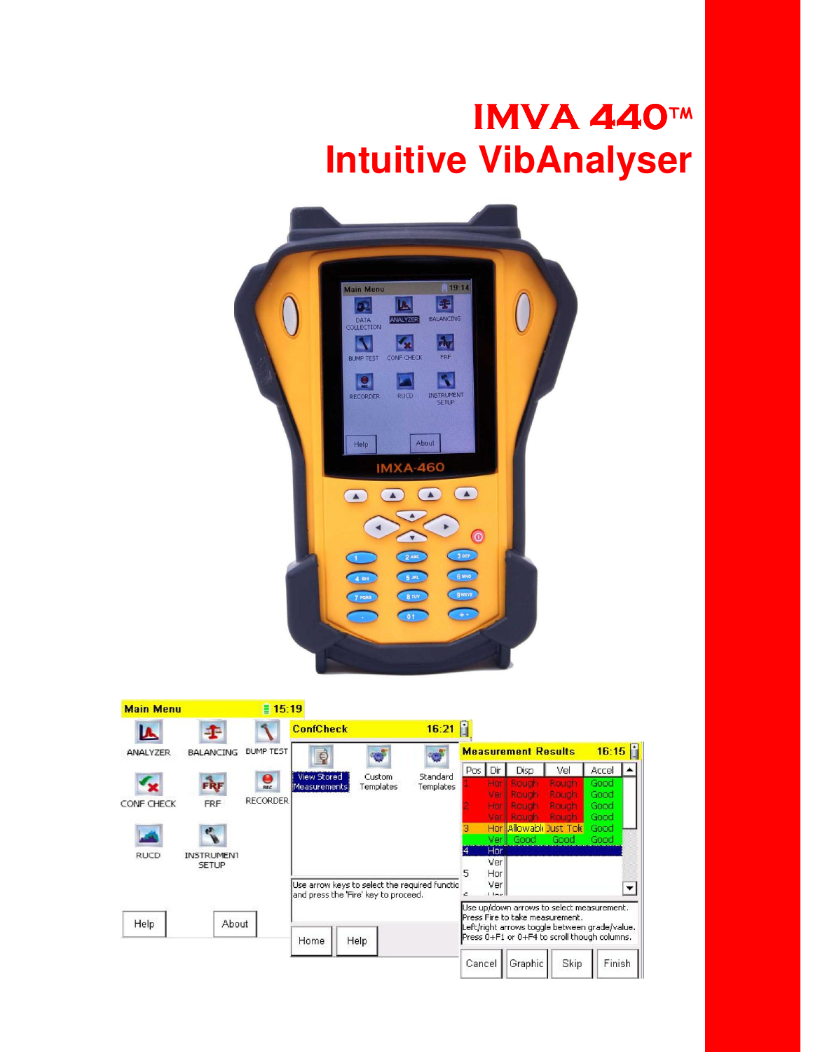# IMVA 440™

# Intuitive VibAnalyser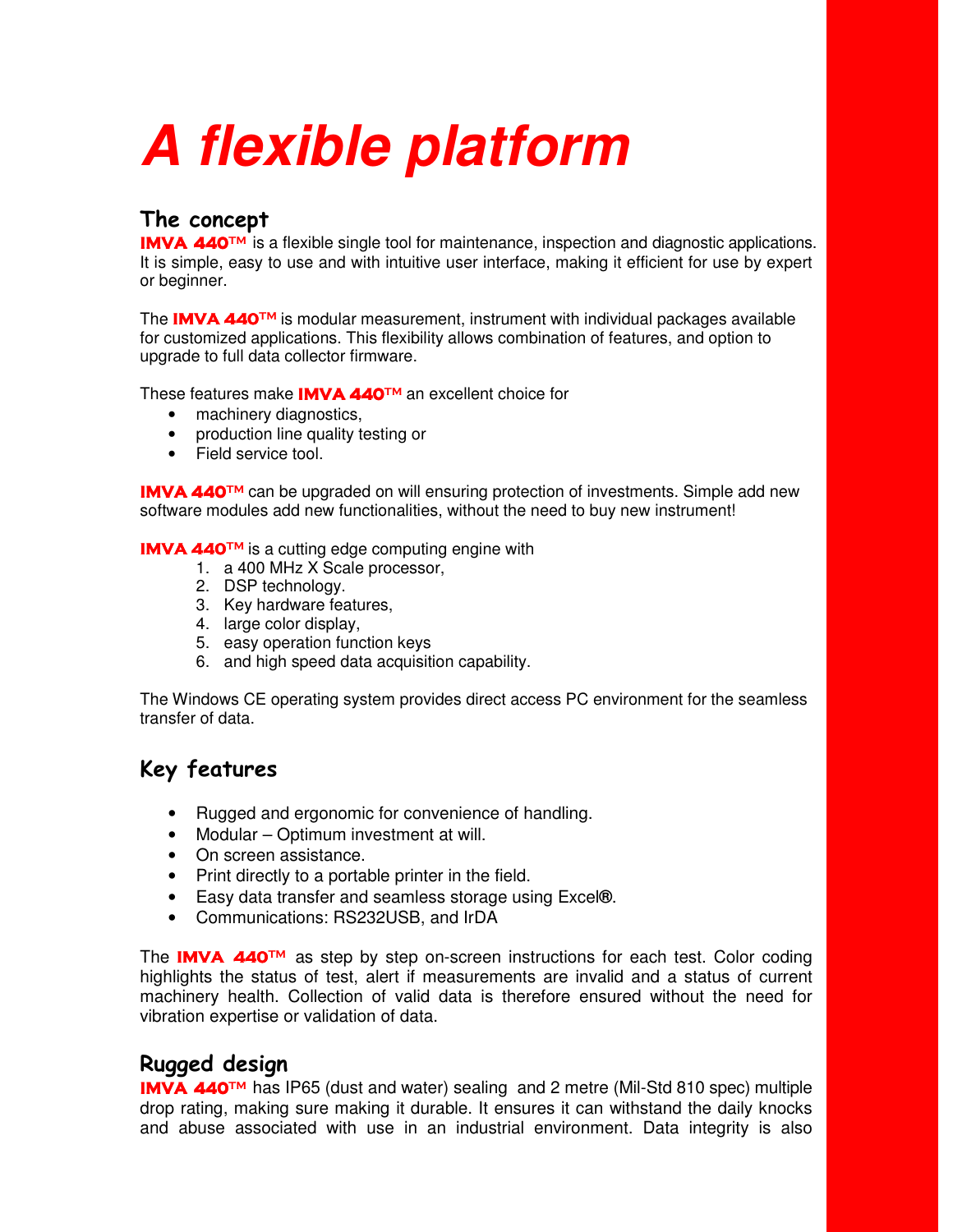# A flexible platform

## The concept

**IMVA 440™** is a flexible single tool for maintenance, inspection and diagnostic applications. It is simple, easy to use and with intuitive user interface, making it efficient for use by expert or beginner.

The **IMVA 440™** is modular measurement, instrument with individual packages available for customized applications. This flexibility allows combination of features, and option to upgrade to full data collector firmware.

These features make **IMVA 440™** an excellent choice for

- machinery diagnostics,
- production line quality testing or
- Field service tool.

**IMVA 440™** can be upgraded on will ensuring protection of investments. Simple add new software modules add new functionalities, without the need to buy new instrument!

**IMVA 440™** is a cutting edge computing engine with

1. a 400 MHz X Scale processor,
2. DSP technology.
3. Key hardware features,
4. large color display,
5. easy operation function keys
6. and high speed data acquisition capability.

The Windows CE operating system provides direct access PC environment for the seamless transfer of data.

## Key features

- Rugged and ergonomic for convenience of handling.
- Modular – Optimum investment at will.
- On screen assistance.
- Print directly to a portable printer in the field.
- Easy data transfer and seamless storage using Excel®.
- Communications: RS232USB, and IrDA

The **IMVA 440™** as step by step on-screen instructions for each test. Color coding highlights the status of test, alert if measurements are invalid and a status of current machinery health. Collection of valid data is therefore ensured without the need for vibration expertise or validation of data.

## Rugged design

**IMVA 440™** has IP65 (dust and water) sealing and 2 metre (Mil-Std 810 spec) multiple drop rating, making sure making it durable. It ensures it can withstand the daily knocks and abuse associated with use in an industrial environment. Data integrity is also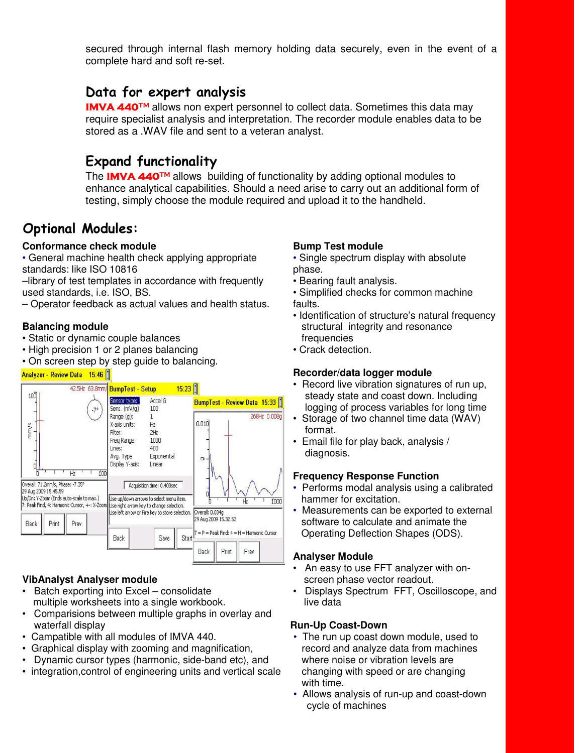secured through internal flash memory holding data securely, even in the event of a complete hard and soft re-set.

## Data for expert analysis

**IMVA 440™** allows non expert personnel to collect data. Sometimes this data may require specialist analysis and interpretation. The recorder module enables data to be stored as a .WAV file and sent to a veteran analyst.

## Expand functionality

The **IMVA 440™** allows building of functionality by adding optional modules to enhance analytical capabilities. Should a need arise to carry out an additional form of testing, simply choose the module required and upload it to the handheld.

# Optional Modules:

**Conformance check module**

- General machine health check applying appropriate standards: like ISO 10816
- –library of test templates in accordance with frequently used standards, i.e. ISO, BS.
- – Operator feedback as actual values and health status.

**Balancing module**

- Static or dynamic couple balances
- High precision 1 or 2 planes balancing
- On screen step by step guide to balancing.

**VibAnalyst Analyser module**

- Batch exporting into Excel – consolidate multiple worksheets into a single workbook.
- Comparisions between multiple graphs in overlay and waterfall display
- Campatible with all modules of IMVA 440.
- Graphical display with zooming and magnification,
- Dynamic cursor types (harmonic, side-band etc), and
- integration,control of engineering units and vertical scale

**Bump Test module**

- Single spectrum display with absolute phase.
- Bearing fault analysis.
- Simplified checks for common machine faults.
- Identification of structure's natural frequency structural integrity and resonance frequencies
- Crack detection.

**Recorder/data logger module**

- Record live vibration signatures of run up, steady state and coast down. Including logging of process variables for long time
- Storage of two channel time data (WAV) format.
- Email file for play back, analysis / diagnosis.

**Frequency Response Function**

- Performs modal analysis using a calibrated hammer for excitation.
- Measurements can be exported to external software to calculate and animate the Operating Deflection Shapes (ODS).

**Analyser Module**

- An easy to use FFT analyzer with on-screen phase vector readout.
- Displays Spectrum FFT, Oscilloscope, and live data

**Run-Up Coast-Down**

- The run up coast down module, used to record and analyze data from machines where noise or vibration levels are changing with speed or are changing with time.
- Allows analysis of run-up and coast-down cycle of machines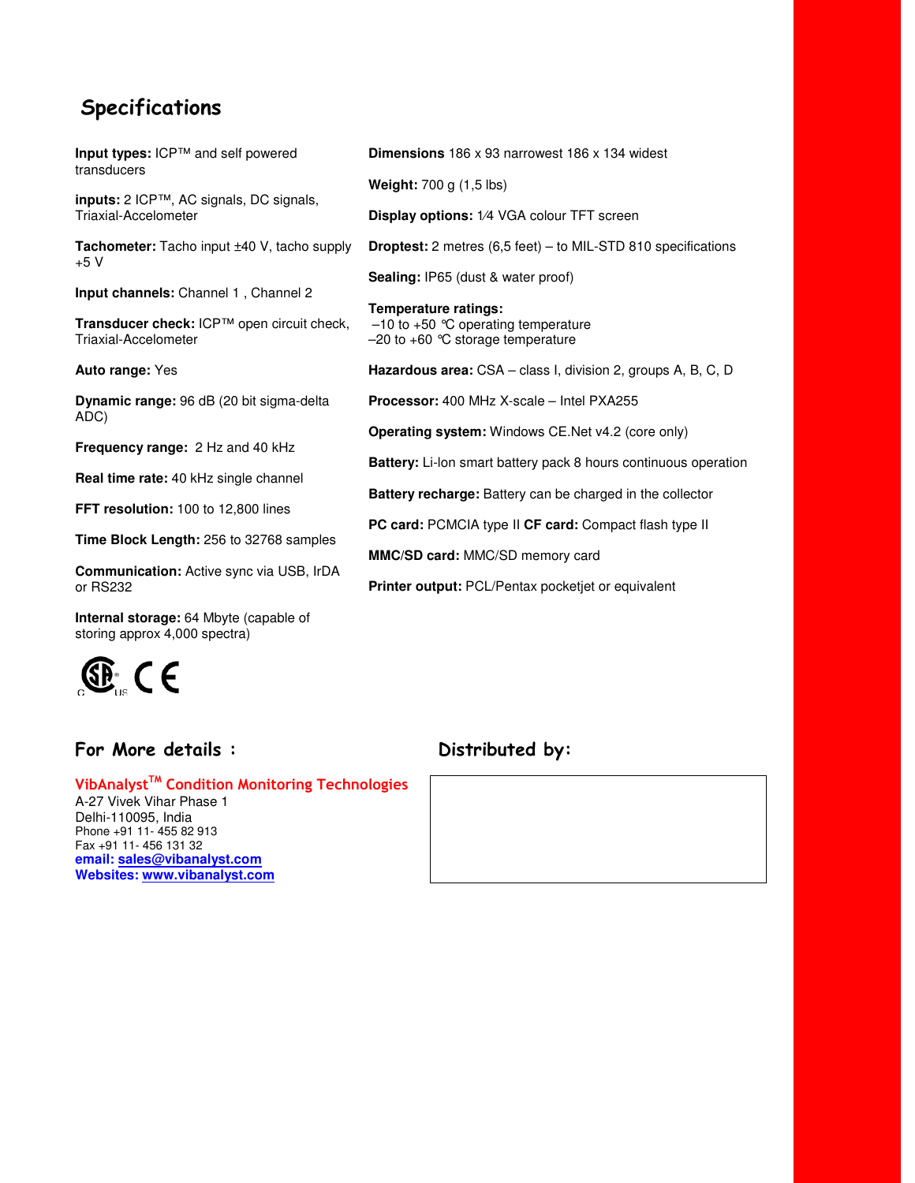## Specifications

**Input types:** ICP™ and self powered transducers

**inputs:** 2 ICP™, AC signals, DC signals, Triaxial-Accelometer

**Tachometer:** Tacho input ±40 V, tacho supply +5 V

**Input channels:** Channel 1 , Channel 2

**Transducer check:** ICP™ open circuit check, Triaxial-Accelometer

**Auto range:** Yes

**Dynamic range:** 96 dB (20 bit sigma-delta ADC)

**Frequency range:** 2 Hz and 40 kHz

**Real time rate:** 40 kHz single channel

**FFT resolution:** 100 to 12,800 lines

**Time Block Length:** 256 to 32768 samples

**Communication:** Active sync via USB, IrDA or RS232

**Internal storage:** 64 Mbyte (capable of storing approx 4,000 spectra)

**Dimensions** 186 x 93 narrowest 186 x 134 widest

**Weight:** 700 g (1,5 lbs)

**Display options:** 1⁄4 VGA colour TFT screen

**Droptest:** 2 metres (6,5 feet) – to MIL-STD 810 specifications

**Sealing:** IP65 (dust & water proof)

**Temperature ratings:**
–10 to +50 °C operating temperature
–20 to +60 °C storage temperature

**Hazardous area:** CSA – class I, division 2, groups A, B, C, D

**Processor:** 400 MHz X-scale – Intel PXA255

**Operating system:** Windows CE.Net v4.2 (core only)

**Battery:** Li-Ion smart battery pack 8 hours continuous operation

**Battery recharge:** Battery can be charged in the collector

**PC card:** PCMCIA type II **CF card:** Compact flash type II

**MMC/SD card:** MMC/SD memory card

**Printer output:** PCL/Pentax pocketjet or equivalent

## For More details :

**VibAnalyst™ Condition Monitoring Technologies**
A-27 Vivek Vihar Phase 1
Delhi-110095, India
Phone +91 11- 455 82 913
Fax +91 11- 456 131 32
**email: sales@vibanalyst.com**
**Websites: www.vibanalyst.com**

## Distributed by: